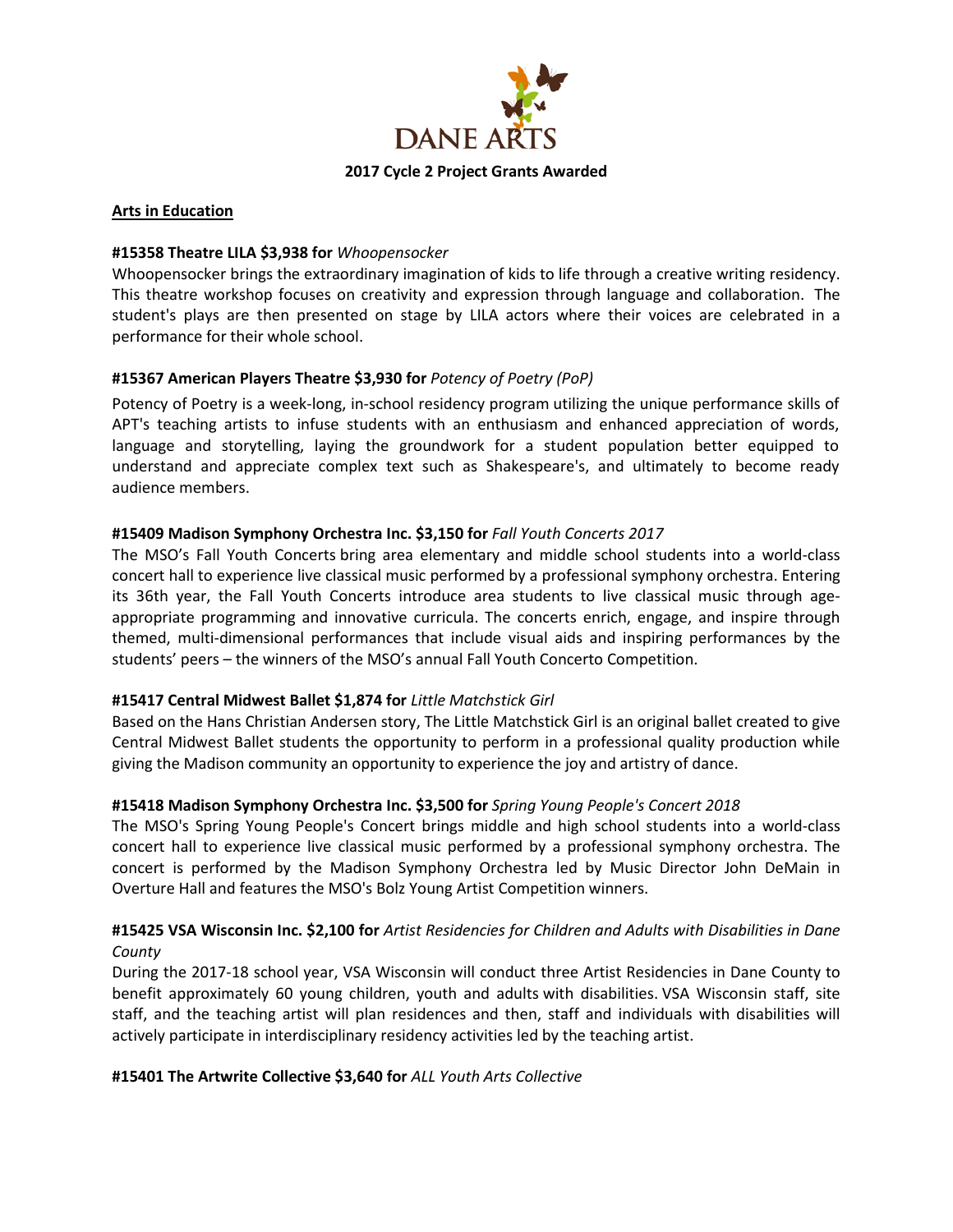DANE ARTS

**2017 Cycle 2 Project Grants Awarded**

**Arts in Education**

**#15358 Theatre LILA $3,938 for** *Whoopensocker*
Whoopensocker brings the extraordinary imagination of kids to life through a creative writing residency. This theatre workshop focuses on creativity and expression through language and collaboration. The student's plays are then presented on stage by LILA actors where their voices are celebrated in a performance for their whole school.

**#15367 American Players Theatre $3,930 for** *Potency of Poetry (PoP)*
Potency of Poetry is a week-long, in-school residency program utilizing the unique performance skills of APT's teaching artists to infuse students with an enthusiasm and enhanced appreciation of words, language and storytelling, laying the groundwork for a student population better equipped to understand and appreciate complex text such as Shakespeare's, and ultimately to become ready audience members.

**#15409 Madison Symphony Orchestra Inc. $3,150 for** *Fall Youth Concerts 2017*
The MSO's Fall Youth Concerts bring area elementary and middle school students into a world-class concert hall to experience live classical music performed by a professional symphony orchestra. Entering its 36th year, the Fall Youth Concerts introduce area students to live classical music through age-appropriate programming and innovative curricula. The concerts enrich, engage, and inspire through themed, multi-dimensional performances that include visual aids and inspiring performances by the students' peers – the winners of the MSO's annual Fall Youth Concerto Competition.

**#15417 Central Midwest Ballet $1,874 for** *Little Matchstick Girl*
Based on the Hans Christian Andersen story, The Little Matchstick Girl is an original ballet created to give Central Midwest Ballet students the opportunity to perform in a professional quality production while giving the Madison community an opportunity to experience the joy and artistry of dance.

**#15418 Madison Symphony Orchestra Inc. $3,500 for** *Spring Young People's Concert 2018*
The MSO's Spring Young People's Concert brings middle and high school students into a world-class concert hall to experience live classical music performed by a professional symphony orchestra. The concert is performed by the Madison Symphony Orchestra led by Music Director John DeMain in Overture Hall and features the MSO's Bolz Young Artist Competition winners.

**#15425 VSA Wisconsin Inc. $2,100 for** *Artist Residencies for Children and Adults with Disabilities in Dane County*
During the 2017-18 school year, VSA Wisconsin will conduct three Artist Residencies in Dane County to benefit approximately 60 young children, youth and adults with disabilities. VSA Wisconsin staff, site staff, and the teaching artist will plan residences and then, staff and individuals with disabilities will actively participate in interdisciplinary residency activities led by the teaching artist.

**#15401 The Artwrite Collective $3,640 for** *ALL Youth Arts Collective*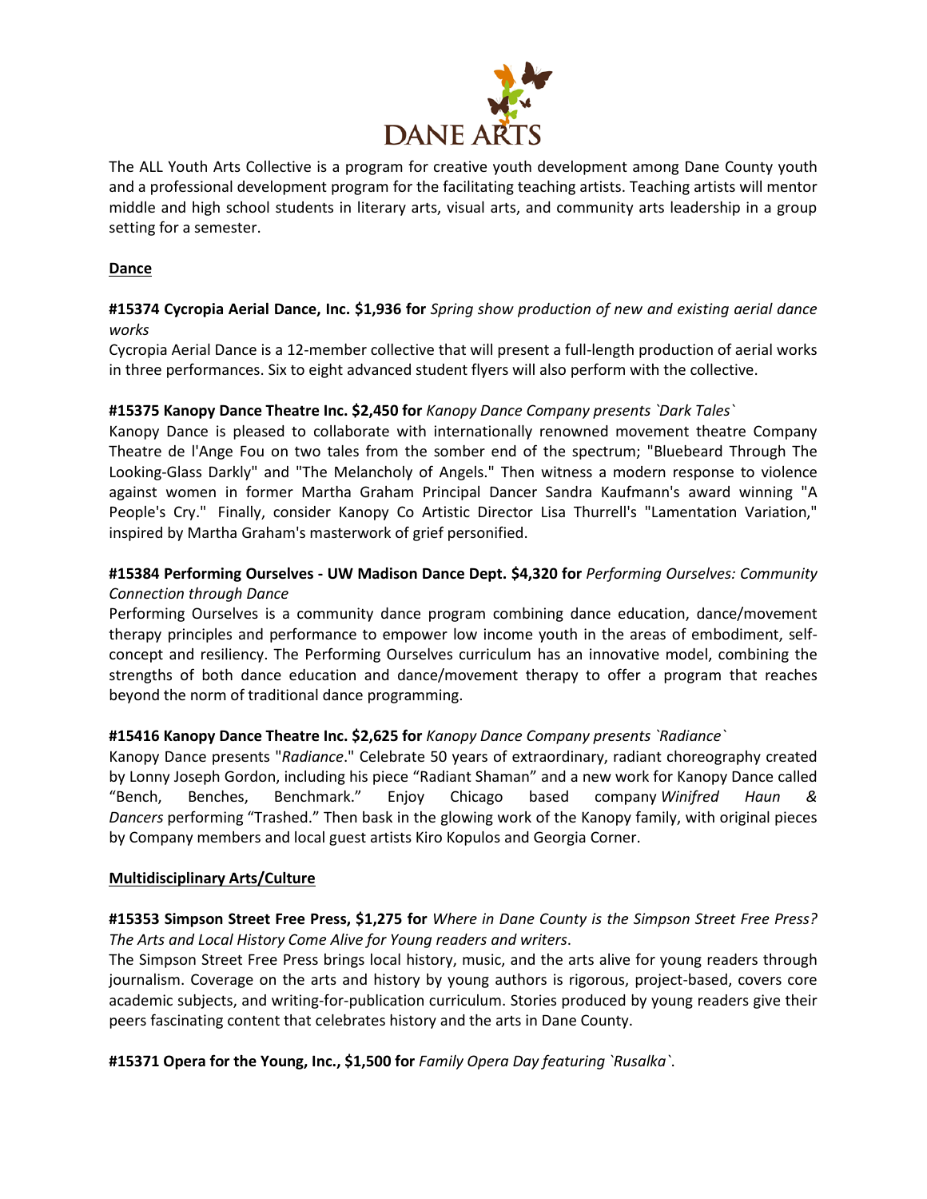The ALL Youth Arts Collective is a program for creative youth development among Dane County youth and a professional development program for the facilitating teaching artists. Teaching artists will mentor middle and high school students in literary arts, visual arts, and community arts leadership in a group setting for a semester.

## Dance

**#15374 Cycropia Aerial Dance, Inc. $1,936 for** *Spring show production of new and existing aerial dance works*

Cycropia Aerial Dance is a 12-member collective that will present a full-length production of aerial works in three performances. Six to eight advanced student flyers will also perform with the collective.

**#15375 Kanopy Dance Theatre Inc. $2,450 for** *Kanopy Dance Company presents `Dark Tales`*

Kanopy Dance is pleased to collaborate with internationally renowned movement theatre Company Theatre de l'Ange Fou on two tales from the somber end of the spectrum; "Bluebeard Through The Looking-Glass Darkly" and "The Melancholy of Angels." Then witness a modern response to violence against women in former Martha Graham Principal Dancer Sandra Kaufmann's award winning "A People's Cry." Finally, consider Kanopy Co Artistic Director Lisa Thurrell's "Lamentation Variation," inspired by Martha Graham's masterwork of grief personified.

**#15384 Performing Ourselves - UW Madison Dance Dept. $4,320 for** *Performing Ourselves: Community Connection through Dance*

Performing Ourselves is a community dance program combining dance education, dance/movement therapy principles and performance to empower low income youth in the areas of embodiment, self-concept and resiliency. The Performing Ourselves curriculum has an innovative model, combining the strengths of both dance education and dance/movement therapy to offer a program that reaches beyond the norm of traditional dance programming.

**#15416 Kanopy Dance Theatre Inc. $2,625 for** *Kanopy Dance Company presents `Radiance`*

Kanopy Dance presents "*Radiance*." Celebrate 50 years of extraordinary, radiant choreography created by Lonny Joseph Gordon, including his piece "Radiant Shaman" and a new work for Kanopy Dance called "Bench, Benches, Benchmark." Enjoy Chicago based company *Winifred Haun & Dancers* performing "Trashed." Then bask in the glowing work of the Kanopy family, with original pieces by Company members and local guest artists Kiro Kopulos and Georgia Corner.

## Multidisciplinary Arts/Culture

**#15353 Simpson Street Free Press, $1,275 for** *Where in Dane County is the Simpson Street Free Press? The Arts and Local History Come Alive for Young readers and writers*.

The Simpson Street Free Press brings local history, music, and the arts alive for young readers through journalism. Coverage on the arts and history by young authors is rigorous, project-based, covers core academic subjects, and writing-for-publication curriculum. Stories produced by young readers give their peers fascinating content that celebrates history and the arts in Dane County.

**#15371 Opera for the Young, Inc., $1,500 for** *Family Opera Day featuring `Rusalka`*.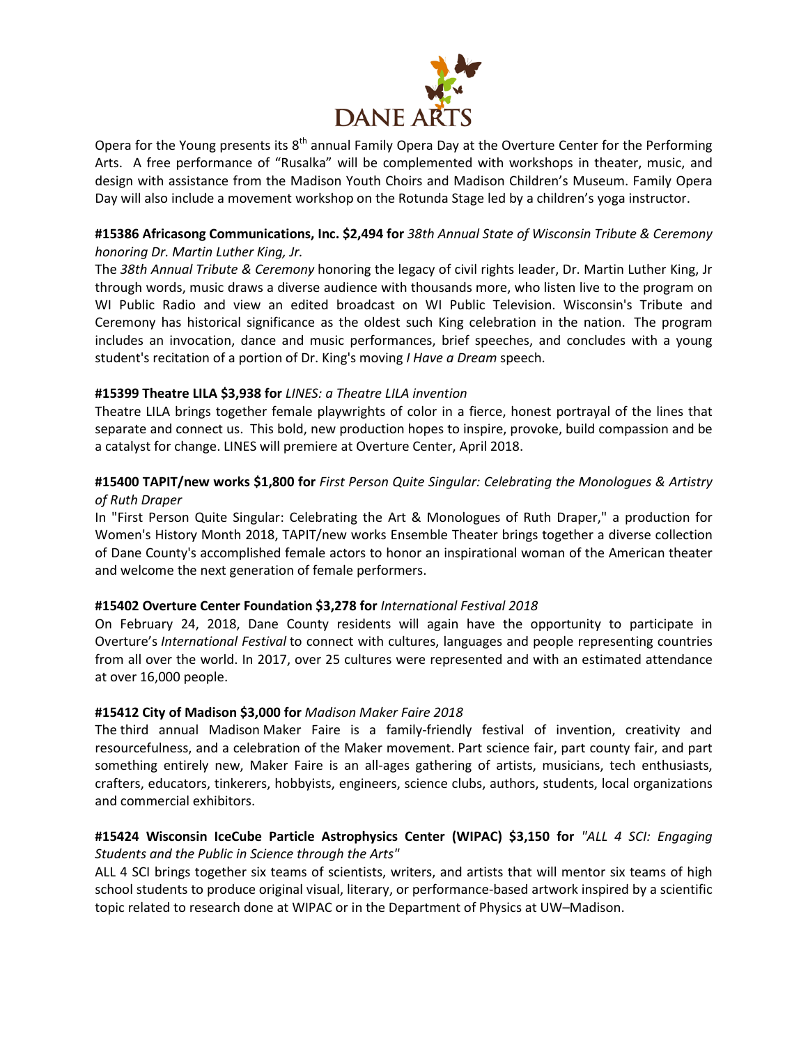Opera for the Young presents its 8th annual Family Opera Day at the Overture Center for the Performing Arts. A free performance of "Rusalka" will be complemented with workshops in theater, music, and design with assistance from the Madison Youth Choirs and Madison Children's Museum. Family Opera Day will also include a movement workshop on the Rotunda Stage led by a children's yoga instructor.

**#15386 Africasong Communications, Inc. $2,494 for** *38th Annual State of Wisconsin Tribute & Ceremony honoring Dr. Martin Luther King, Jr.*

The *38th Annual Tribute & Ceremony* honoring the legacy of civil rights leader, Dr. Martin Luther King, Jr through words, music draws a diverse audience with thousands more, who listen live to the program on WI Public Radio and view an edited broadcast on WI Public Television. Wisconsin's Tribute and Ceremony has historical significance as the oldest such King celebration in the nation. The program includes an invocation, dance and music performances, brief speeches, and concludes with a young student's recitation of a portion of Dr. King's moving *I Have a Dream* speech.

**#15399 Theatre LILA $3,938 for** *LINES: a Theatre LILA invention*

Theatre LILA brings together female playwrights of color in a fierce, honest portrayal of the lines that separate and connect us. This bold, new production hopes to inspire, provoke, build compassion and be a catalyst for change. LINES will premiere at Overture Center, April 2018.

**#15400 TAPIT/new works $1,800 for** *First Person Quite Singular: Celebrating the Monologues & Artistry of Ruth Draper*

In "First Person Quite Singular: Celebrating the Art & Monologues of Ruth Draper," a production for Women's History Month 2018, TAPIT/new works Ensemble Theater brings together a diverse collection of Dane County's accomplished female actors to honor an inspirational woman of the American theater and welcome the next generation of female performers.

**#15402 Overture Center Foundation $3,278 for** *International Festival 2018*

On February 24, 2018, Dane County residents will again have the opportunity to participate in Overture's *International Festival* to connect with cultures, languages and people representing countries from all over the world. In 2017, over 25 cultures were represented and with an estimated attendance at over 16,000 people.

**#15412 City of Madison $3,000 for** *Madison Maker Faire 2018*

The third annual Madison Maker Faire is a family-friendly festival of invention, creativity and resourcefulness, and a celebration of the Maker movement. Part science fair, part county fair, and part something entirely new, Maker Faire is an all-ages gathering of artists, musicians, tech enthusiasts, crafters, educators, tinkerers, hobbyists, engineers, science clubs, authors, students, local organizations and commercial exhibitors.

**#15424 Wisconsin IceCube Particle Astrophysics Center (WIPAC) $3,150 for** *"ALL 4 SCI: Engaging Students and the Public in Science through the Arts"*

ALL 4 SCI brings together six teams of scientists, writers, and artists that will mentor six teams of high school students to produce original visual, literary, or performance-based artwork inspired by a scientific topic related to research done at WIPAC or in the Department of Physics at UW–Madison.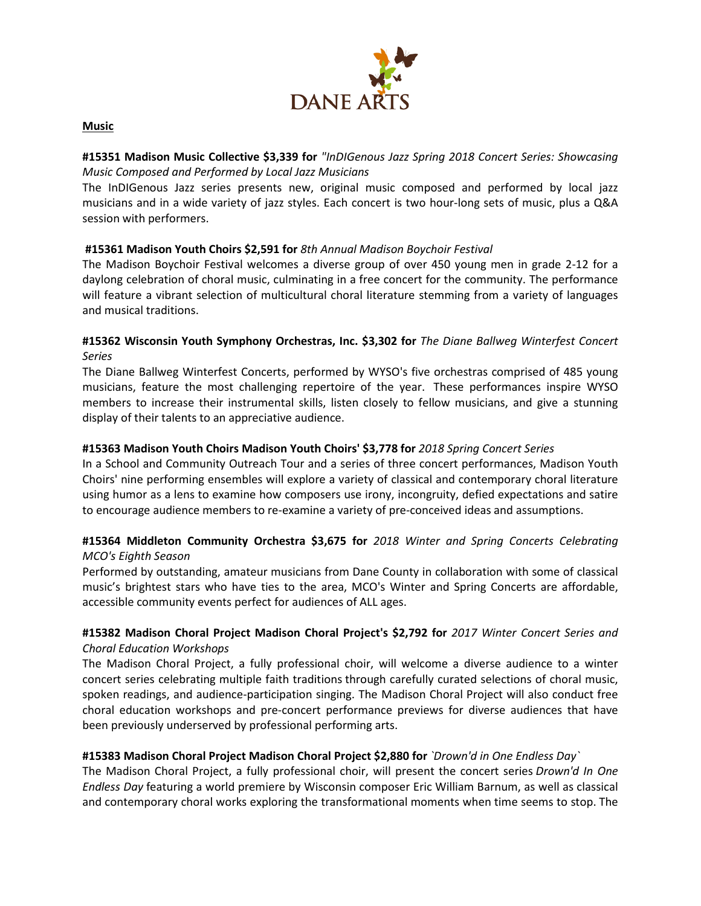**Music**

**#15351 Madison Music Collective $3,339 for** *"InDIGenous Jazz Spring 2018 Concert Series: Showcasing Music Composed and Performed by Local Jazz Musicians*
The InDIGenous Jazz series presents new, original music composed and performed by local jazz musicians and in a wide variety of jazz styles. Each concert is two hour-long sets of music, plus a Q&A session with performers.

**#15361 Madison Youth Choirs $2,591 for** *8th Annual Madison Boychoir Festival*
The Madison Boychoir Festival welcomes a diverse group of over 450 young men in grade 2-12 for a daylong celebration of choral music, culminating in a free concert for the community. The performance will feature a vibrant selection of multicultural choral literature stemming from a variety of languages and musical traditions.

**#15362 Wisconsin Youth Symphony Orchestras, Inc. $3,302 for** *The Diane Ballweg Winterfest Concert Series*
The Diane Ballweg Winterfest Concerts, performed by WYSO's five orchestras comprised of 485 young musicians, feature the most challenging repertoire of the year. These performances inspire WYSO members to increase their instrumental skills, listen closely to fellow musicians, and give a stunning display of their talents to an appreciative audience.

**#15363 Madison Youth Choirs Madison Youth Choirs' $3,778 for** *2018 Spring Concert Series*
In a School and Community Outreach Tour and a series of three concert performances, Madison Youth Choirs' nine performing ensembles will explore a variety of classical and contemporary choral literature using humor as a lens to examine how composers use irony, incongruity, defied expectations and satire to encourage audience members to re-examine a variety of pre-conceived ideas and assumptions.

**#15364 Middleton Community Orchestra $3,675 for** *2018 Winter and Spring Concerts Celebrating MCO's Eighth Season*
Performed by outstanding, amateur musicians from Dane County in collaboration with some of classical music's brightest stars who have ties to the area, MCO's Winter and Spring Concerts are affordable, accessible community events perfect for audiences of ALL ages.

**#15382 Madison Choral Project Madison Choral Project's $2,792 for** *2017 Winter Concert Series and Choral Education Workshops*
The Madison Choral Project, a fully professional choir, will welcome a diverse audience to a winter concert series celebrating multiple faith traditions through carefully curated selections of choral music, spoken readings, and audience-participation singing. The Madison Choral Project will also conduct free choral education workshops and pre-concert performance previews for diverse audiences that have been previously underserved by professional performing arts.

**#15383 Madison Choral Project Madison Choral Project $2,880 for** *`Drown'd in One Endless Day`*
The Madison Choral Project, a fully professional choir, will present the concert series *Drown'd In One Endless Day* featuring a world premiere by Wisconsin composer Eric William Barnum, as well as classical and contemporary choral works exploring the transformational moments when time seems to stop. The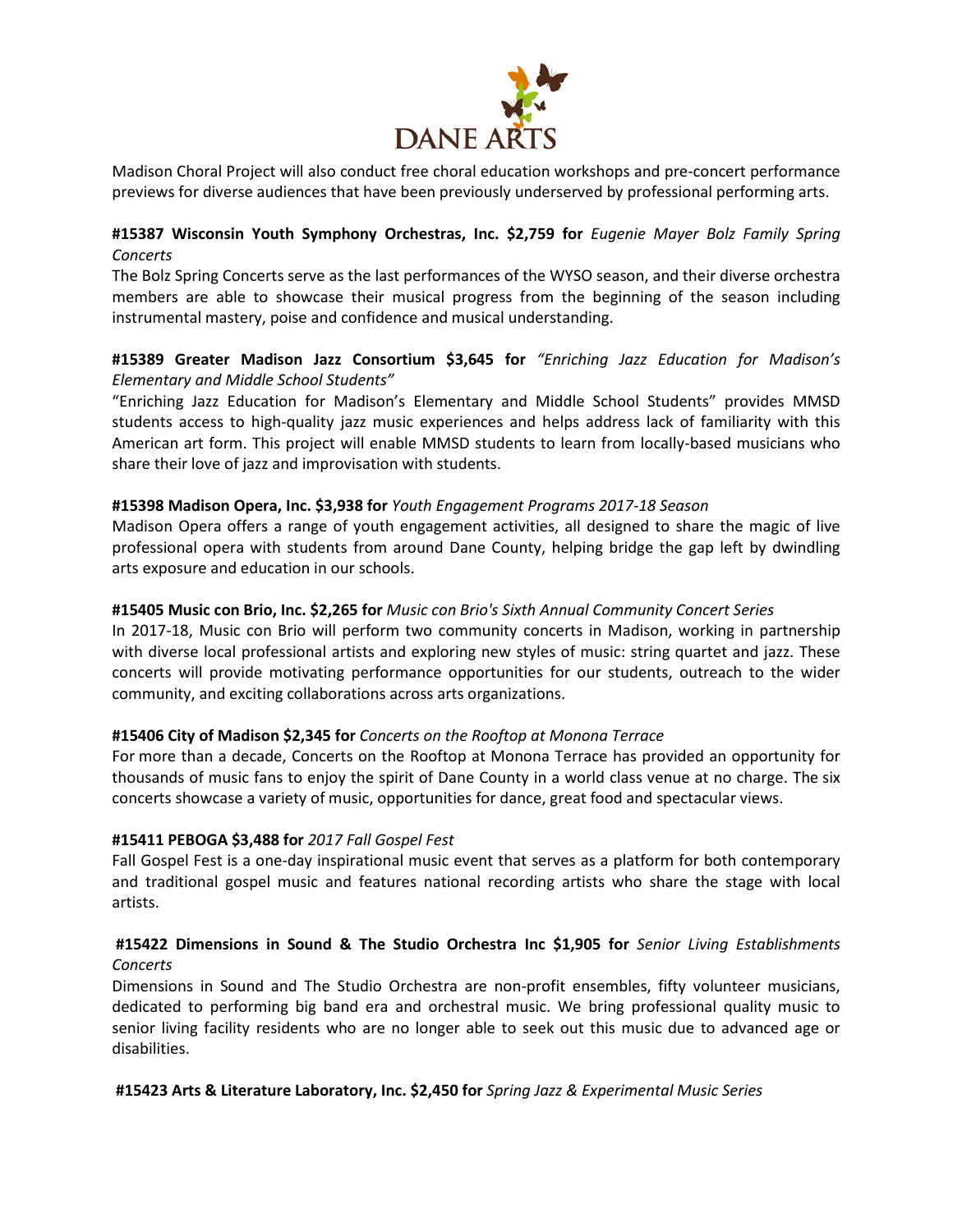Madison Choral Project will also conduct free choral education workshops and pre-concert performance previews for diverse audiences that have been previously underserved by professional performing arts.

**#15387 Wisconsin Youth Symphony Orchestras, Inc. $2,759 for** *Eugenie Mayer Bolz Family Spring Concerts*
The Bolz Spring Concerts serve as the last performances of the WYSO season, and their diverse orchestra members are able to showcase their musical progress from the beginning of the season including instrumental mastery, poise and confidence and musical understanding.

**#15389 Greater Madison Jazz Consortium $3,645 for** *"Enriching Jazz Education for Madison's Elementary and Middle School Students"*
"Enriching Jazz Education for Madison's Elementary and Middle School Students" provides MMSD students access to high-quality jazz music experiences and helps address lack of familiarity with this American art form. This project will enable MMSD students to learn from locally-based musicians who share their love of jazz and improvisation with students.

**#15398 Madison Opera, Inc. $3,938 for** *Youth Engagement Programs 2017-18 Season*
Madison Opera offers a range of youth engagement activities, all designed to share the magic of live professional opera with students from around Dane County, helping bridge the gap left by dwindling arts exposure and education in our schools.

**#15405 Music con Brio, Inc. $2,265 for** *Music con Brio's Sixth Annual Community Concert Series*
In 2017-18, Music con Brio will perform two community concerts in Madison, working in partnership with diverse local professional artists and exploring new styles of music: string quartet and jazz. These concerts will provide motivating performance opportunities for our students, outreach to the wider community, and exciting collaborations across arts organizations.

**#15406 City of Madison $2,345 for** *Concerts on the Rooftop at Monona Terrace*
For more than a decade, Concerts on the Rooftop at Monona Terrace has provided an opportunity for thousands of music fans to enjoy the spirit of Dane County in a world class venue at no charge. The six concerts showcase a variety of music, opportunities for dance, great food and spectacular views.

**#15411 PEBOGA $3,488 for** *2017 Fall Gospel Fest*
Fall Gospel Fest is a one-day inspirational music event that serves as a platform for both contemporary and traditional gospel music and features national recording artists who share the stage with local artists.

**#15422 Dimensions in Sound & The Studio Orchestra Inc $1,905 for** *Senior Living Establishments Concerts*
Dimensions in Sound and The Studio Orchestra are non-profit ensembles, fifty volunteer musicians, dedicated to performing big band era and orchestral music. We bring professional quality music to senior living facility residents who are no longer able to seek out this music due to advanced age or disabilities.

**#15423 Arts & Literature Laboratory, Inc. $2,450 for** *Spring Jazz & Experimental Music Series*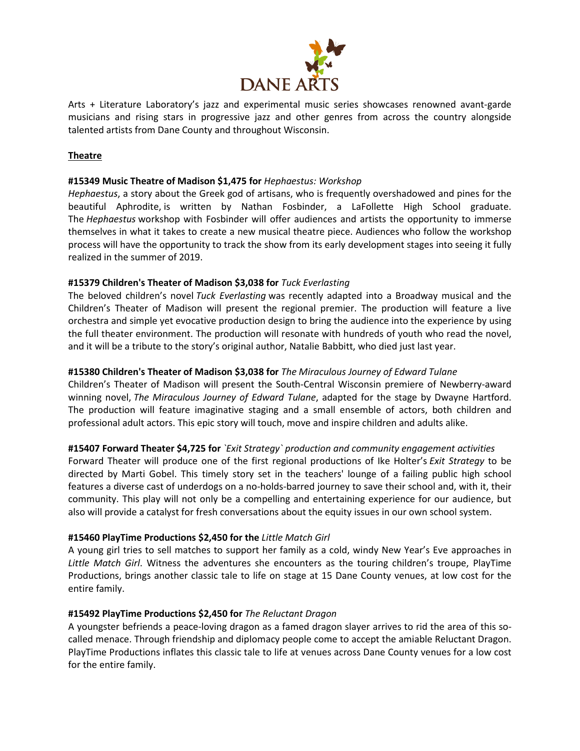Arts + Literature Laboratory's jazz and experimental music series showcases renowned avant-garde musicians and rising stars in progressive jazz and other genres from across the country alongside talented artists from Dane County and throughout Wisconsin.

**Theatre**

**#15349 Music Theatre of Madison $1,475 for** *Hephaestus: Workshop*
*Hephaestus*, a story about the Greek god of artisans, who is frequently overshadowed and pines for the beautiful Aphrodite, is written by Nathan Fosbinder, a LaFollette High School graduate. The *Hephaestus* workshop with Fosbinder will offer audiences and artists the opportunity to immerse themselves in what it takes to create a new musical theatre piece. Audiences who follow the workshop process will have the opportunity to track the show from its early development stages into seeing it fully realized in the summer of 2019.

**#15379 Children's Theater of Madison $3,038 for** *Tuck Everlasting*
The beloved children's novel *Tuck Everlasting* was recently adapted into a Broadway musical and the Children's Theater of Madison will present the regional premier. The production will feature a live orchestra and simple yet evocative production design to bring the audience into the experience by using the full theater environment. The production will resonate with hundreds of youth who read the novel, and it will be a tribute to the story's original author, Natalie Babbitt, who died just last year.

**#15380 Children's Theater of Madison $3,038 for** *The Miraculous Journey of Edward Tulane*
Children's Theater of Madison will present the South-Central Wisconsin premiere of Newberry-award winning novel, *The Miraculous Journey of Edward Tulane*, adapted for the stage by Dwayne Hartford. The production will feature imaginative staging and a small ensemble of actors, both children and professional adult actors. This epic story will touch, move and inspire children and adults alike.

**#15407 Forward Theater $4,725 for** *`Exit Strategy` production and community engagement activities*
Forward Theater will produce one of the first regional productions of Ike Holter's *Exit Strategy* to be directed by Marti Gobel. This timely story set in the teachers' lounge of a failing public high school features a diverse cast of underdogs on a no-holds-barred journey to save their school and, with it, their community. This play will not only be a compelling and entertaining experience for our audience, but also will provide a catalyst for fresh conversations about the equity issues in our own school system.

**#15460 PlayTime Productions $2,450 for the** *Little Match Girl*
A young girl tries to sell matches to support her family as a cold, windy New Year's Eve approaches in *Little Match Girl*. Witness the adventures she encounters as the touring children's troupe, PlayTime Productions, brings another classic tale to life on stage at 15 Dane County venues, at low cost for the entire family.

**#15492 PlayTime Productions $2,450 for** *The Reluctant Dragon*
A youngster befriends a peace-loving dragon as a famed dragon slayer arrives to rid the area of this so-called menace. Through friendship and diplomacy people come to accept the amiable Reluctant Dragon. PlayTime Productions inflates this classic tale to life at venues across Dane County venues for a low cost for the entire family.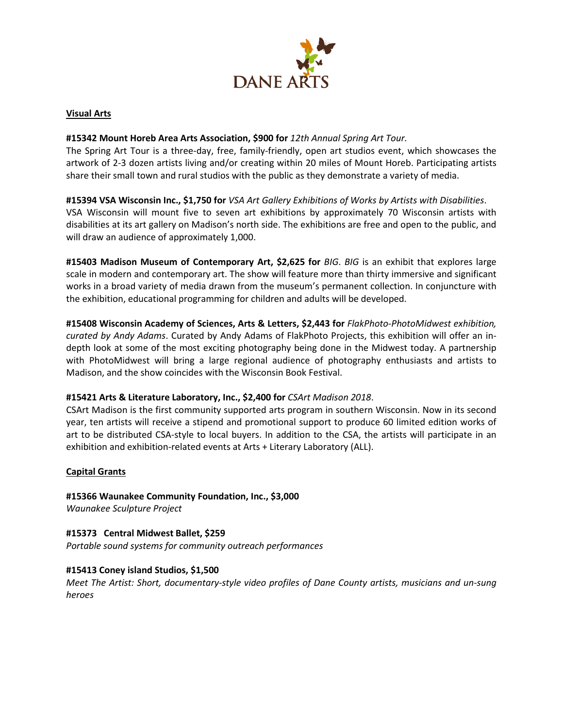DANE ARTS

**Visual Arts**

**#15342 Mount Horeb Area Arts Association, $900 for** *12th Annual Spring Art Tour.*
The Spring Art Tour is a three-day, free, family-friendly, open art studios event, which showcases the artwork of 2-3 dozen artists living and/or creating within 20 miles of Mount Horeb. Participating artists share their small town and rural studios with the public as they demonstrate a variety of media.

**#15394 VSA Wisconsin Inc., $1,750 for** *VSA Art Gallery Exhibitions of Works by Artists with Disabilities*.
VSA Wisconsin will mount five to seven art exhibitions by approximately 70 Wisconsin artists with disabilities at its art gallery on Madison's north side. The exhibitions are free and open to the public, and will draw an audience of approximately 1,000.

**#15403 Madison Museum of Contemporary Art, $2,625 for** *BIG*. *BIG* is an exhibit that explores large scale in modern and contemporary art. The show will feature more than thirty immersive and significant works in a broad variety of media drawn from the museum's permanent collection. In conjuncture with the exhibition, educational programming for children and adults will be developed.

**#15408 Wisconsin Academy of Sciences, Arts & Letters, $2,443 for** *FlakPhoto-PhotoMidwest exhibition, curated by Andy Adams*. Curated by Andy Adams of FlakPhoto Projects, this exhibition will offer an in-depth look at some of the most exciting photography being done in the Midwest today. A partnership with PhotoMidwest will bring a large regional audience of photography enthusiasts and artists to Madison, and the show coincides with the Wisconsin Book Festival.

**#15421 Arts & Literature Laboratory, Inc., $2,400 for** *CSArt Madison 2018*.
CSArt Madison is the first community supported arts program in southern Wisconsin. Now in its second year, ten artists will receive a stipend and promotional support to produce 60 limited edition works of art to be distributed CSA-style to local buyers. In addition to the CSA, the artists will participate in an exhibition and exhibition-related events at Arts + Literary Laboratory (ALL).

**Capital Grants**

**#15366 Waunakee Community Foundation, Inc., $3,000**
*Waunakee Sculpture Project*

**#15373 Central Midwest Ballet, $259**
*Portable sound systems for community outreach performances*

**#15413 Coney island Studios, $1,500**
*Meet The Artist: Short, documentary-style video profiles of Dane County artists, musicians and un-sung heroes*